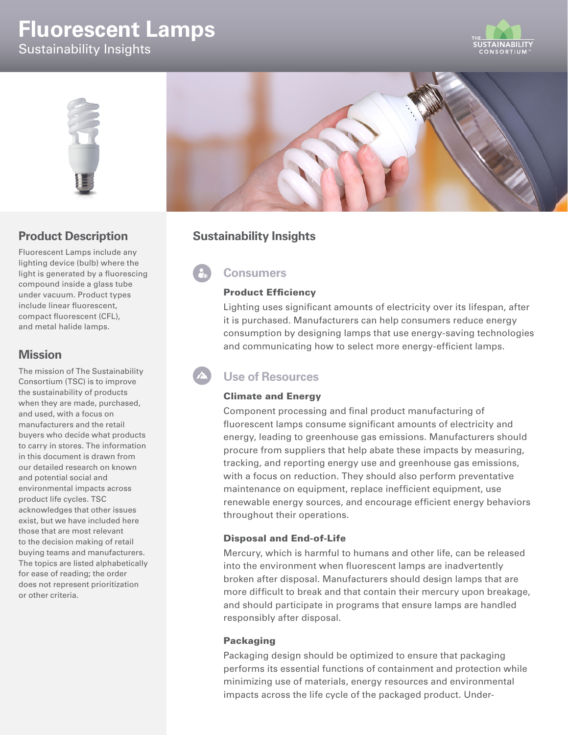# Fluorescent Lamps

Sustainability Insights

## Product Description

Fluorescent Lamps include any lighting device (bulb) where the light is generated by a fluorescing compound inside a glass tube under vacuum. Product types include linear fluorescent, compact fluorescent (CFL), and metal halide lamps.

## Mission

The mission of The Sustainability Consortium (TSC) is to improve the sustainability of products when they are made, purchased, and used, with a focus on manufacturers and the retail buyers who decide what products to carry in stores. The information in this document is drawn from our detailed research on known and potential social and environmental impacts across product life cycles. TSC acknowledges that other issues exist, but we have included here those that are most relevant to the decision making of retail buying teams and manufacturers. The topics are listed alphabetically for ease of reading; the order does not represent prioritization or other criteria.

## Sustainability Insights

### Consumers

#### Product Efficiency

Lighting uses significant amounts of electricity over its lifespan, after it is purchased. Manufacturers can help consumers reduce energy consumption by designing lamps that use energy-saving technologies and communicating how to select more energy-efficient lamps.

### Use of Resources

#### Climate and Energy

Component processing and final product manufacturing of fluorescent lamps consume significant amounts of electricity and energy, leading to greenhouse gas emissions. Manufacturers should procure from suppliers that help abate these impacts by measuring, tracking, and reporting energy use and greenhouse gas emissions, with a focus on reduction. They should also perform preventative maintenance on equipment, replace inefficient equipment, use renewable energy sources, and encourage efficient energy behaviors throughout their operations.

#### Disposal and End-of-Life

Mercury, which is harmful to humans and other life, can be released into the environment when fluorescent lamps are inadvertently broken after disposal. Manufacturers should design lamps that are more difficult to break and that contain their mercury upon breakage, and should participate in programs that ensure lamps are handled responsibly after disposal.

#### Packaging

Packaging design should be optimized to ensure that packaging performs its essential functions of containment and protection while minimizing use of materials, energy resources and environmental impacts across the life cycle of the packaged product. Under-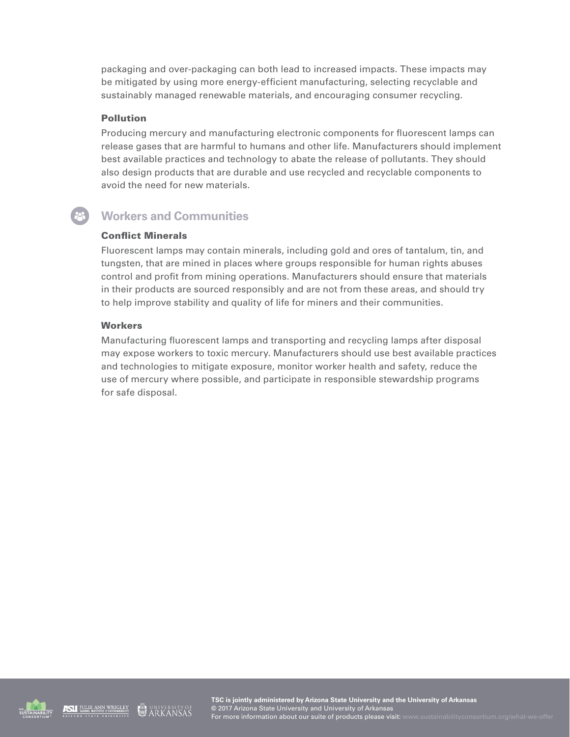packaging and over-packaging can both lead to increased impacts. These impacts may be mitigated by using more energy-efficient manufacturing, selecting recyclable and sustainably managed renewable materials, and encouraging consumer recycling.

### Pollution

Producing mercury and manufacturing electronic components for fluorescent lamps can release gases that are harmful to humans and other life. Manufacturers should implement best available practices and technology to abate the release of pollutants. They should also design products that are durable and use recycled and recyclable components to avoid the need for new materials.

## Workers and Communities

### Conflict Minerals

Fluorescent lamps may contain minerals, including gold and ores of tantalum, tin, and tungsten, that are mined in places where groups responsible for human rights abuses control and profit from mining operations. Manufacturers should ensure that materials in their products are sourced responsibly and are not from these areas, and should try to help improve stability and quality of life for miners and their communities.

### Workers

Manufacturing fluorescent lamps and transporting and recycling lamps after disposal may expose workers to toxic mercury. Manufacturers should use best available practices and technologies to mitigate exposure, monitor worker health and safety, reduce the use of mercury where possible, and participate in responsible stewardship programs for safe disposal.

**TSC is jointly administered by Arizona State University and the University of Arkansas**
© 2017 Arizona State University and University of Arkansas
For more information about our suite of products please visit: www.sustainabilityconsortium.org/what-we-offer